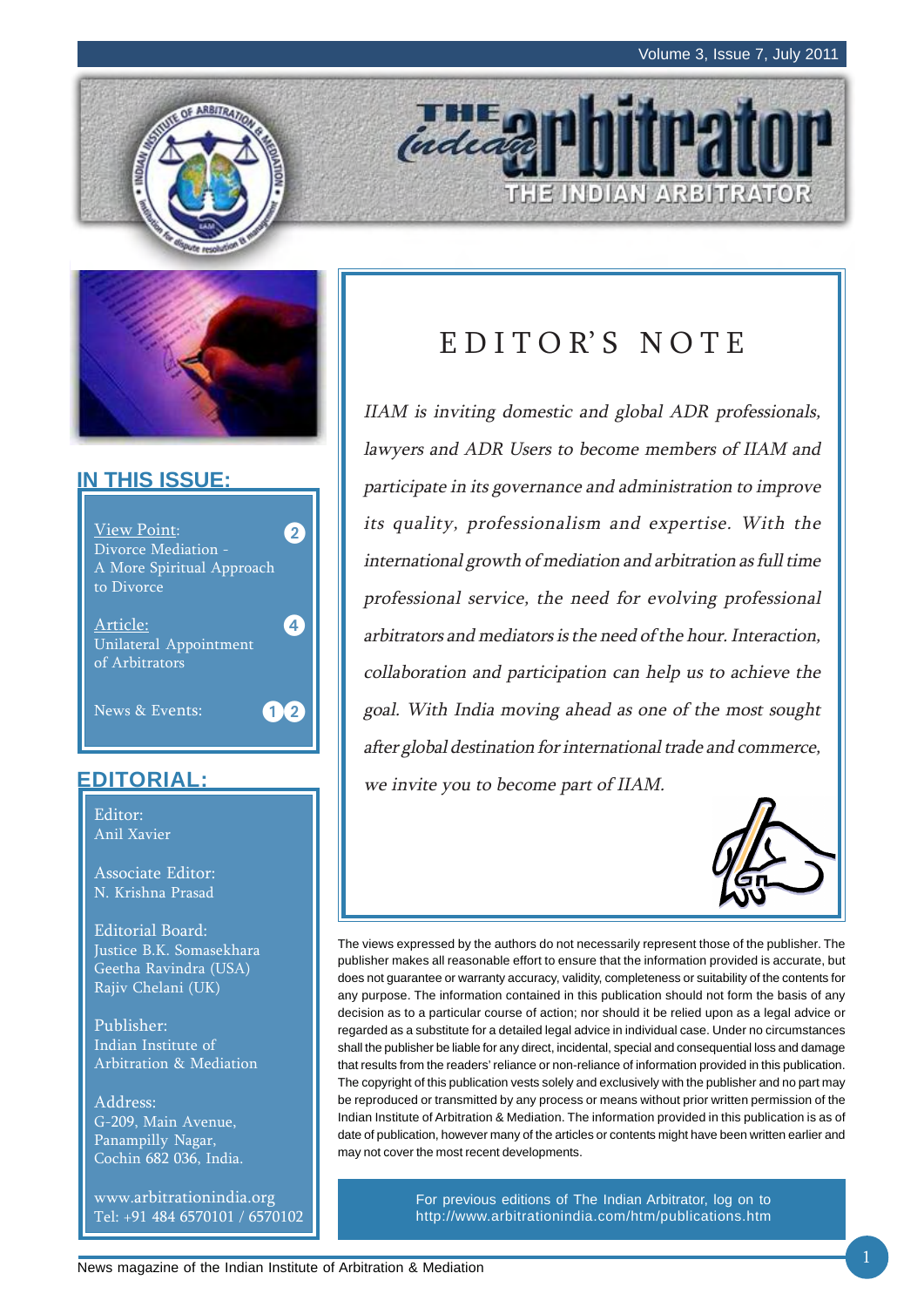# THE INDIAN ARBITRATOR

## IN THIS ISSUE:

View Point: Divorce Mediation - A More Spiritual Approach to Divorce — 2

Article: Unilateral Appointment of Arbitrators — 4

News & Events: 12

## EDITORIAL:

Editor:
Anil Xavier

Associate Editor:
N. Krishna Prasad

Editorial Board:
Justice B.K. Somasekhara
Geetha Ravindra (USA)
Rajiv Chelani (UK)

Publisher:
Indian Institute of Arbitration & Mediation

Address:
G-209, Main Avenue,
Panampilly Nagar,
Cochin 682 036, India.

www.arbitrationindia.org
Tel: +91 484 6570101 / 6570102

# EDITOR'S NOTE

*IIAM is inviting domestic and global ADR professionals, lawyers and ADR Users to become members of IIAM and participate in its governance and administration to improve its quality, professionalism and expertise. With the international growth of mediation and arbitration as full time professional service, the need for evolving professional arbitrators and mediators is the need of the hour. Interaction, collaboration and participation can help us to achieve the goal. With India moving ahead as one of the most sought after global destination for international trade and commerce, we invite you to become part of IIAM.*

The views expressed by the authors do not necessarily represent those of the publisher. The publisher makes all reasonable effort to ensure that the information provided is accurate, but does not guarantee or warranty accuracy, validity, completeness or suitability of the contents for any purpose. The information contained in this publication should not form the basis of any decision as to a particular course of action; nor should it be relied upon as a legal advice or regarded as a substitute for a detailed legal advice in individual case. Under no circumstances shall the publisher be liable for any direct, incidental, special and consequential loss and damage that results from the readers' reliance or non-reliance of information provided in this publication. The copyright of this publication vests solely and exclusively with the publisher and no part may be reproduced or transmitted by any process or means without prior written permission of the Indian Institute of Arbitration & Mediation. The information provided in this publication is as of date of publication, however many of the articles or contents might have been written earlier and may not cover the most recent developments.

For previous editions of The Indian Arbitrator, log on to http://www.arbitrationindia.com/htm/publications.htm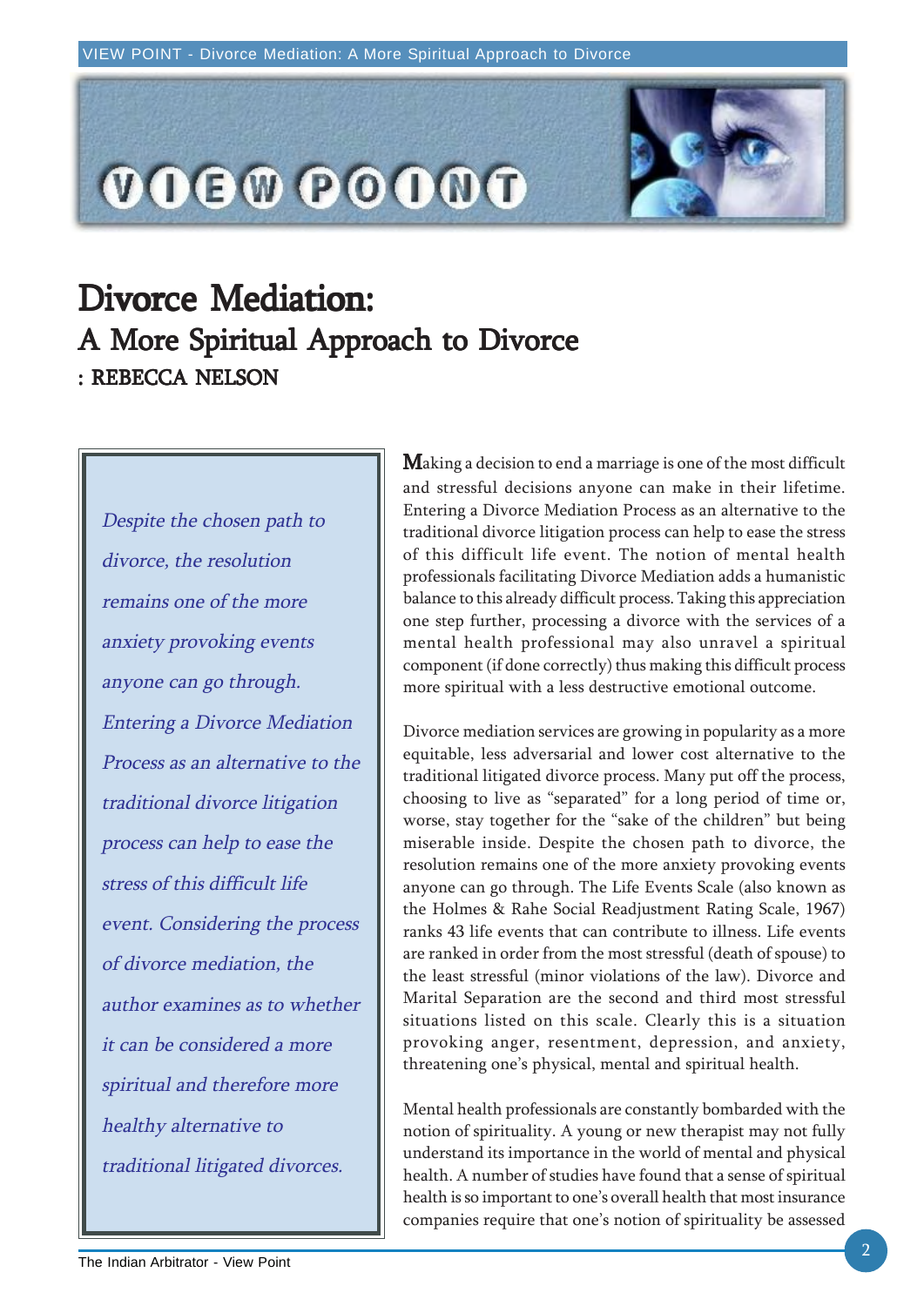# Divorce Mediation:

## A More Spiritual Approach to Divorce

**: REBECCA NELSON**

*Despite the chosen path to divorce, the resolution remains one of the more anxiety provoking events anyone can go through. Entering a Divorce Mediation Process as an alternative to the traditional divorce litigation process can help to ease the stress of this difficult life event. Considering the process of divorce mediation, the author examines as to whether it can be considered a more spiritual and therefore more healthy alternative to traditional litigated divorces.*

Making a decision to end a marriage is one of the most difficult and stressful decisions anyone can make in their lifetime. Entering a Divorce Mediation Process as an alternative to the traditional divorce litigation process can help to ease the stress of this difficult life event. The notion of mental health professionals facilitating Divorce Mediation adds a humanistic balance to this already difficult process. Taking this appreciation one step further, processing a divorce with the services of a mental health professional may also unravel a spiritual component (if done correctly) thus making this difficult process more spiritual with a less destructive emotional outcome.

Divorce mediation services are growing in popularity as a more equitable, less adversarial and lower cost alternative to the traditional litigated divorce process. Many put off the process, choosing to live as "separated" for a long period of time or, worse, stay together for the "sake of the children" but being miserable inside. Despite the chosen path to divorce, the resolution remains one of the more anxiety provoking events anyone can go through. The Life Events Scale (also known as the Holmes & Rahe Social Readjustment Rating Scale, 1967) ranks 43 life events that can contribute to illness. Life events are ranked in order from the most stressful (death of spouse) to the least stressful (minor violations of the law). Divorce and Marital Separation are the second and third most stressful situations listed on this scale. Clearly this is a situation provoking anger, resentment, depression, and anxiety, threatening one's physical, mental and spiritual health.

Mental health professionals are constantly bombarded with the notion of spirituality. A young or new therapist may not fully understand its importance in the world of mental and physical health. A number of studies have found that a sense of spiritual health is so important to one's overall health that most insurance companies require that one's notion of spirituality be assessed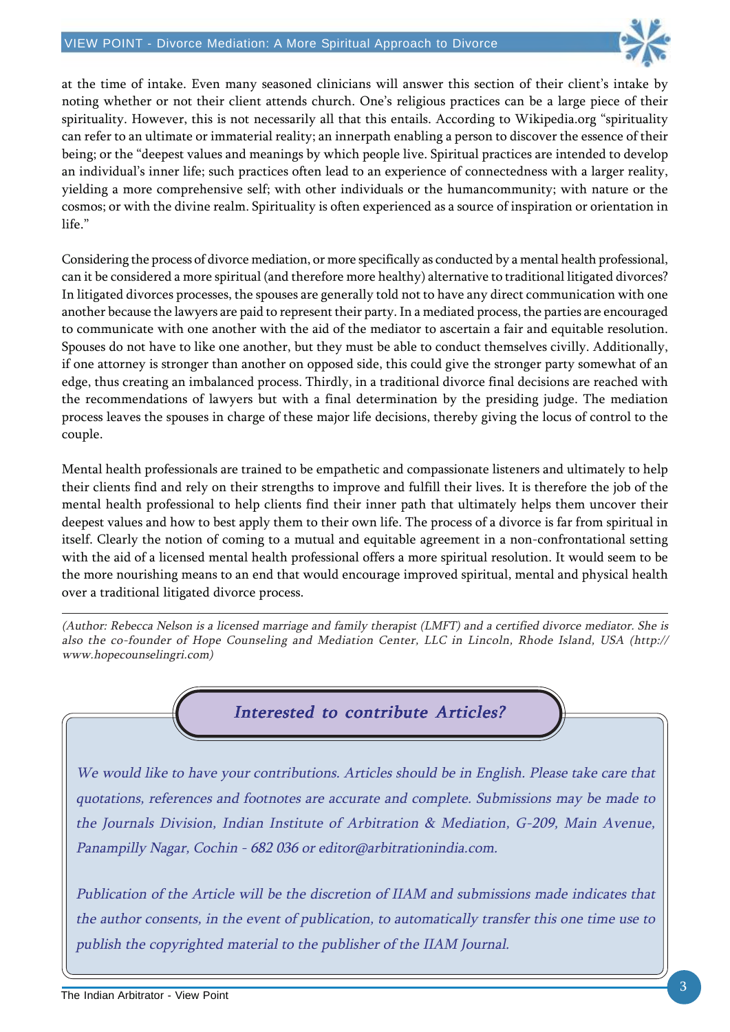at the time of intake. Even many seasoned clinicians will answer this section of their client's intake by noting whether or not their client attends church. One's religious practices can be a large piece of their spirituality. However, this is not necessarily all that this entails. According to Wikipedia.org "spirituality can refer to an ultimate or immaterial reality; an innerpath enabling a person to discover the essence of their being; or the "deepest values and meanings by which people live. Spiritual practices are intended to develop an individual's inner life; such practices often lead to an experience of connectedness with a larger reality, yielding a more comprehensive self; with other individuals or the humancommunity; with nature or the cosmos; or with the divine realm. Spirituality is often experienced as a source of inspiration or orientation in life."

Considering the process of divorce mediation, or more specifically as conducted by a mental health professional, can it be considered a more spiritual (and therefore more healthy) alternative to traditional litigated divorces? In litigated divorces processes, the spouses are generally told not to have any direct communication with one another because the lawyers are paid to represent their party. In a mediated process, the parties are encouraged to communicate with one another with the aid of the mediator to ascertain a fair and equitable resolution. Spouses do not have to like one another, but they must be able to conduct themselves civilly. Additionally, if one attorney is stronger than another on opposed side, this could give the stronger party somewhat of an edge, thus creating an imbalanced process. Thirdly, in a traditional divorce final decisions are reached with the recommendations of lawyers but with a final determination by the presiding judge. The mediation process leaves the spouses in charge of these major life decisions, thereby giving the locus of control to the couple.

Mental health professionals are trained to be empathetic and compassionate listeners and ultimately to help their clients find and rely on their strengths to improve and fulfill their lives. It is therefore the job of the mental health professional to help clients find their inner path that ultimately helps them uncover their deepest values and how to best apply them to their own life. The process of a divorce is far from spiritual in itself. Clearly the notion of coming to a mutual and equitable agreement in a non-confrontational setting with the aid of a licensed mental health professional offers a more spiritual resolution. It would seem to be the more nourishing means to an end that would encourage improved spiritual, mental and physical health over a traditional litigated divorce process.

---

*(Author: Rebecca Nelson is a licensed marriage and family therapist (LMFT) and a certified divorce mediator. She is also the co-founder of Hope Counseling and Mediation Center, LLC in Lincoln, Rhode Island, USA (http://www.hopecounselingri.com)*

## *Interested to contribute Articles?*

*We would like to have your contributions. Articles should be in English. Please take care that quotations, references and footnotes are accurate and complete. Submissions may be made to the Journals Division, Indian Institute of Arbitration & Mediation, G-209, Main Avenue, Panampilly Nagar, Cochin - 682 036 or editor@arbitrationindia.com.*

*Publication of the Article will be the discretion of IIAM and submissions made indicates that the author consents, in the event of publication, to automatically transfer this one time use to publish the copyrighted material to the publisher of the IIAM Journal.*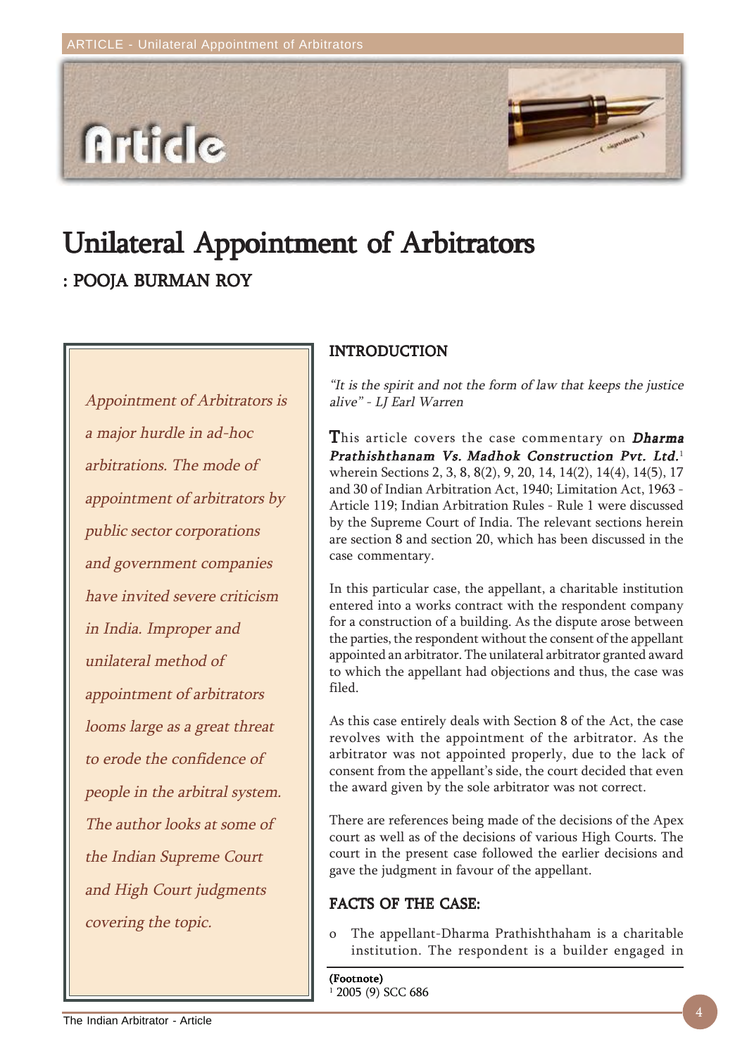# Unilateral Appointment of Arbitrators

**: POOJA BURMAN ROY**

*Appointment of Arbitrators is a major hurdle in ad-hoc arbitrations. The mode of appointment of arbitrators by public sector corporations and government companies have invited severe criticism in India. Improper and unilateral method of appointment of arbitrators looms large as a great threat to erode the confidence of people in the arbitral system. The author looks at some of the Indian Supreme Court and High Court judgments covering the topic.*

## INTRODUCTION

*"It is the spirit and not the form of law that keeps the justice alive" - LJ Earl Warren*

This article covers the case commentary on ***Dharma Prathishthanam Vs. Madhok Construction Pvt. Ltd.***[1] wherein Sections 2, 3, 8, 8(2), 9, 20, 14, 14(2), 14(4), 14(5), 17 and 30 of Indian Arbitration Act, 1940; Limitation Act, 1963 - Article 119; Indian Arbitration Rules - Rule 1 were discussed by the Supreme Court of India. The relevant sections herein are section 8 and section 20, which has been discussed in the case commentary.

In this particular case, the appellant, a charitable institution entered into a works contract with the respondent company for a construction of a building. As the dispute arose between the parties, the respondent without the consent of the appellant appointed an arbitrator. The unilateral arbitrator granted award to which the appellant had objections and thus, the case was filed.

As this case entirely deals with Section 8 of the Act, the case revolves with the appointment of the arbitrator. As the arbitrator was not appointed properly, due to the lack of consent from the appellant's side, the court decided that even the award given by the sole arbitrator was not correct.

There are references being made of the decisions of the Apex court as well as of the decisions of various High Courts. The court in the present case followed the earlier decisions and gave the judgment in favour of the appellant.

## FACTS OF THE CASE:

- The appellant-Dharma Prathishthaham is a charitable institution. The respondent is a builder engaged in

**(Footnote)**

[1] 2005 (9) SCC 686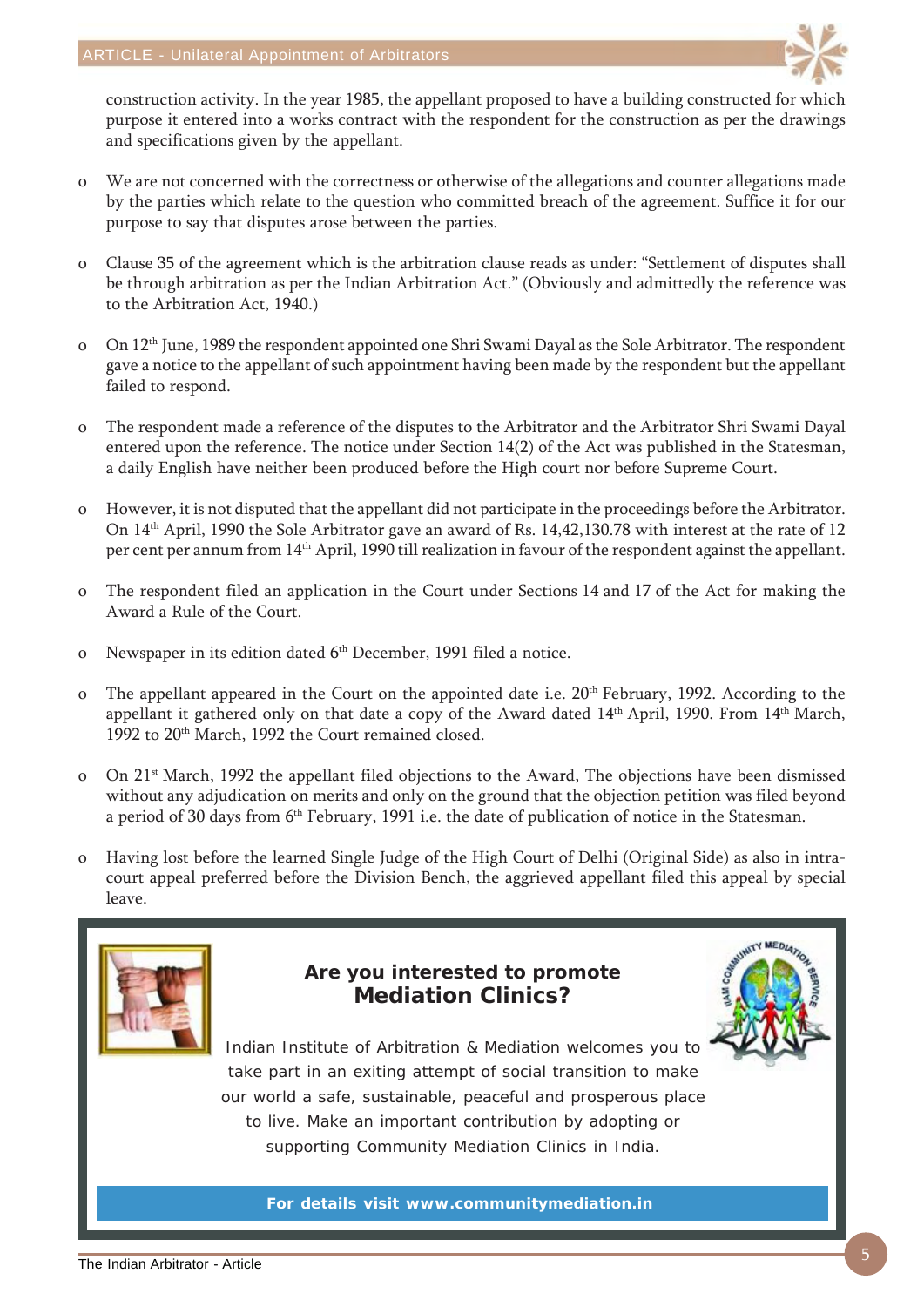construction activity. In the year 1985, the appellant proposed to have a building constructed for which purpose it entered into a works contract with the respondent for the construction as per the drawings and specifications given by the appellant.

- We are not concerned with the correctness or otherwise of the allegations and counter allegations made by the parties which relate to the question who committed breach of the agreement. Suffice it for our purpose to say that disputes arose between the parties.

- Clause 35 of the agreement which is the arbitration clause reads as under: "Settlement of disputes shall be through arbitration as per the Indian Arbitration Act." (Obviously and admittedly the reference was to the Arbitration Act, 1940.)

- On 12th June, 1989 the respondent appointed one Shri Swami Dayal as the Sole Arbitrator. The respondent gave a notice to the appellant of such appointment having been made by the respondent but the appellant failed to respond.

- The respondent made a reference of the disputes to the Arbitrator and the Arbitrator Shri Swami Dayal entered upon the reference. The notice under Section 14(2) of the Act was published in the Statesman, a daily English have neither been produced before the High court nor before Supreme Court.

- However, it is not disputed that the appellant did not participate in the proceedings before the Arbitrator. On 14th April, 1990 the Sole Arbitrator gave an award of Rs. 14,42,130.78 with interest at the rate of 12 per cent per annum from 14th April, 1990 till realization in favour of the respondent against the appellant.

- The respondent filed an application in the Court under Sections 14 and 17 of the Act for making the Award a Rule of the Court.

- Newspaper in its edition dated 6th December, 1991 filed a notice.

- The appellant appeared in the Court on the appointed date i.e. 20th February, 1992. According to the appellant it gathered only on that date a copy of the Award dated 14th April, 1990. From 14th March, 1992 to 20th March, 1992 the Court remained closed.

- On 21st March, 1992 the appellant filed objections to the Award, The objections have been dismissed without any adjudication on merits and only on the ground that the objection petition was filed beyond a period of 30 days from 6th February, 1991 i.e. the date of publication of notice in the Statesman.

- Having lost before the learned Single Judge of the High Court of Delhi (Original Side) as also in intra-court appeal preferred before the Division Bench, the aggrieved appellant filed this appeal by special leave.

**Are you interested to promote Mediation Clinics?**

Indian Institute of Arbitration & Mediation welcomes you to take part in an exiting attempt of social transition to make our world a safe, sustainable, peaceful and prosperous place to live. Make an important contribution by adopting or supporting Community Mediation Clinics in India.

**For details visit www.communitymediation.in**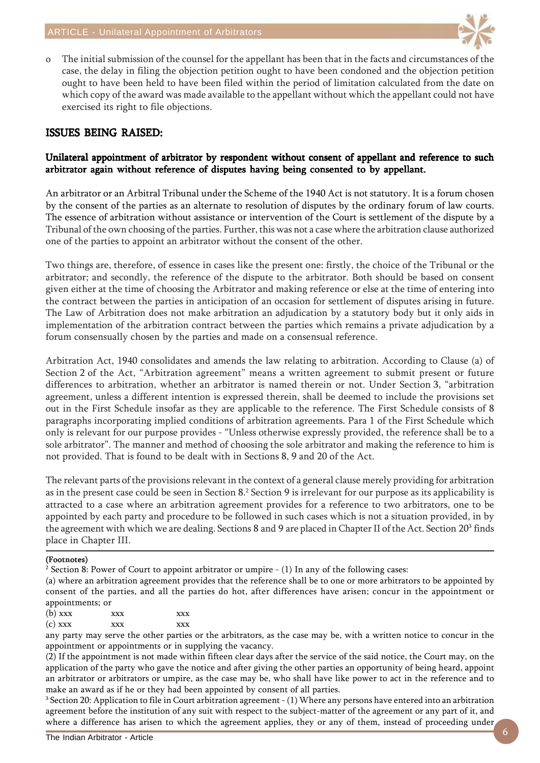- The initial submission of the counsel for the appellant has been that in the facts and circumstances of the case, the delay in filing the objection petition ought to have been condoned and the objection petition ought to have been held to have been filed within the period of limitation calculated from the date on which copy of the award was made available to the appellant without which the appellant could not have exercised its right to file objections.

## ISSUES BEING RAISED:

**Unilateral appointment of arbitrator by respondent without consent of appellant and reference to such arbitrator again without reference of disputes having being consented to by appellant.**

An arbitrator or an Arbitral Tribunal under the Scheme of the 1940 Act is not statutory. It is a forum chosen by the consent of the parties as an alternate to resolution of disputes by the ordinary forum of law courts. The essence of arbitration without assistance or intervention of the Court is settlement of the dispute by a Tribunal of the own choosing of the parties. Further, this was not a case where the arbitration clause authorized one of the parties to appoint an arbitrator without the consent of the other.

Two things are, therefore, of essence in cases like the present one: firstly, the choice of the Tribunal or the arbitrator; and secondly, the reference of the dispute to the arbitrator. Both should be based on consent given either at the time of choosing the Arbitrator and making reference or else at the time of entering into the contract between the parties in anticipation of an occasion for settlement of disputes arising in future. The Law of Arbitration does not make arbitration an adjudication by a statutory body but it only aids in implementation of the arbitration contract between the parties which remains a private adjudication by a forum consensually chosen by the parties and made on a consensual reference.

Arbitration Act, 1940 consolidates and amends the law relating to arbitration. According to Clause (a) of Section 2 of the Act, "Arbitration agreement" means a written agreement to submit present or future differences to arbitration, whether an arbitrator is named therein or not. Under Section 3, "arbitration agreement, unless a different intention is expressed therein, shall be deemed to include the provisions set out in the First Schedule insofar as they are applicable to the reference. The First Schedule consists of 8 paragraphs incorporating implied conditions of arbitration agreements. Para 1 of the First Schedule which only is relevant for our purpose provides - "Unless otherwise expressly provided, the reference shall be to a sole arbitrator". The manner and method of choosing the sole arbitrator and making the reference to him is not provided. That is found to be dealt with in Sections 8, 9 and 20 of the Act.

The relevant parts of the provisions relevant in the context of a general clause merely providing for arbitration as in the present case could be seen in Section 8.[2] Section 9 is irrelevant for our purpose as its applicability is attracted to a case where an arbitration agreement provides for a reference to two arbitrators, one to be appointed by each party and procedure to be followed in such cases which is not a situation provided, in by the agreement with which we are dealing. Sections 8 and 9 are placed in Chapter II of the Act. Section 20[3] finds place in Chapter III.

---

**(Footnotes)**

[2] Section 8: Power of Court to appoint arbitrator or umpire - (1) In any of the following cases:

(a) where an arbitration agreement provides that the reference shall be to one or more arbitrators to be appointed by consent of the parties, and all the parties do hot, after differences have arisen; concur in the appointment or appointments; or

(b) xxx xxx xxx

(c) xxx xxx xxx

any party may serve the other parties or the arbitrators, as the case may be, with a written notice to concur in the appointment or appointments or in supplying the vacancy.

(2) If the appointment is not made within fifteen clear days after the service of the said notice, the Court may, on the application of the party who gave the notice and after giving the other parties an opportunity of being heard, appoint an arbitrator or arbitrators or umpire, as the case may be, who shall have like power to act in the reference and to make an award as if he or they had been appointed by consent of all parties.

[3] Section 20: Application to file in Court arbitration agreement - (1) Where any persons have entered into an arbitration agreement before the institution of any suit with respect to the subject-matter of the agreement or any part of it, and where a difference has arisen to which the agreement applies, they or any of them, instead of proceeding under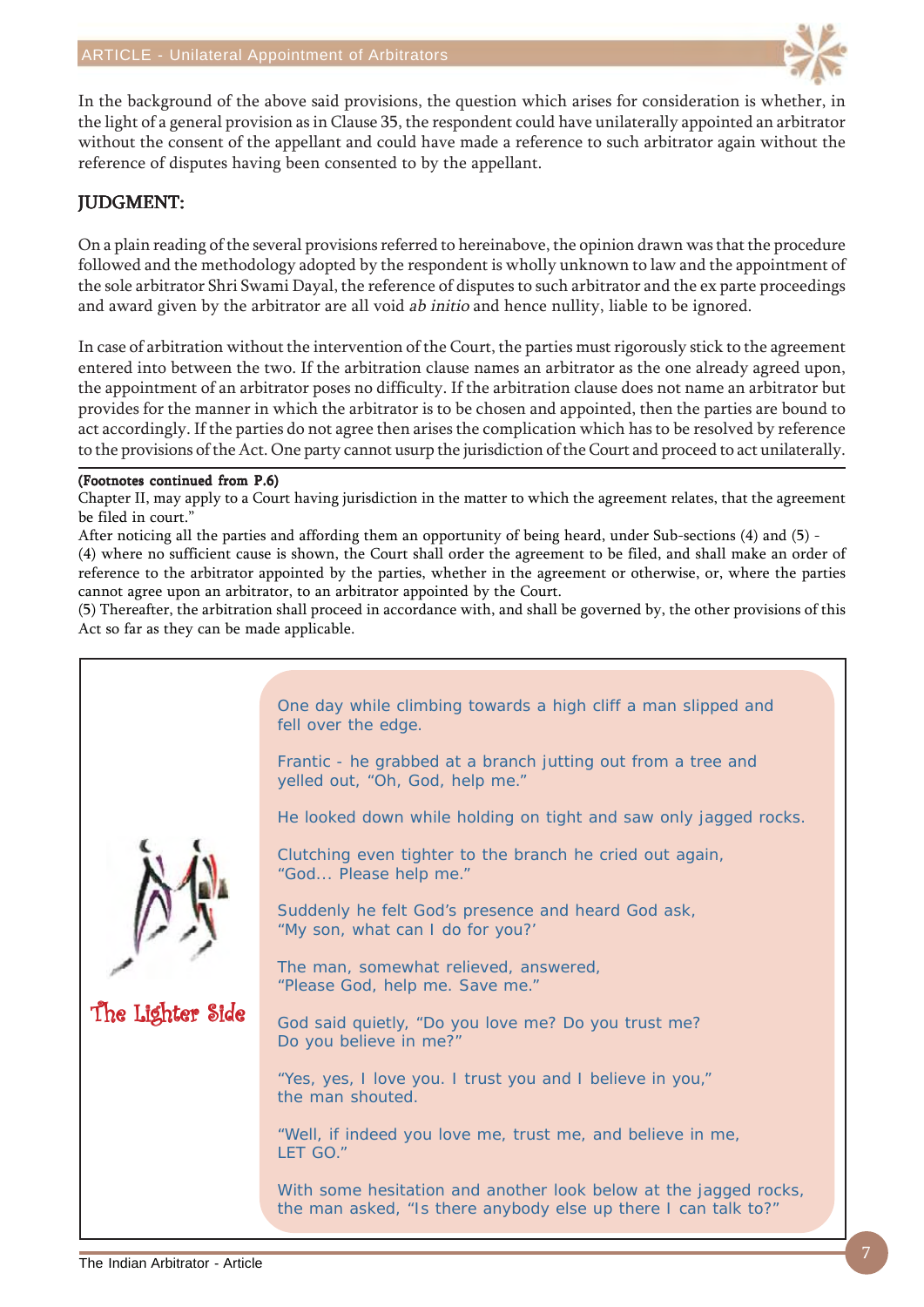In the background of the above said provisions, the question which arises for consideration is whether, in the light of a general provision as in Clause 35, the respondent could have unilaterally appointed an arbitrator without the consent of the appellant and could have made a reference to such arbitrator again without the reference of disputes having been consented to by the appellant.

## JUDGMENT:

On a plain reading of the several provisions referred to hereinabove, the opinion drawn was that the procedure followed and the methodology adopted by the respondent is wholly unknown to law and the appointment of the sole arbitrator Shri Swami Dayal, the reference of disputes to such arbitrator and the ex parte proceedings and award given by the arbitrator are all void *ab initio* and hence nullity, liable to be ignored.

In case of arbitration without the intervention of the Court, the parties must rigorously stick to the agreement entered into between the two. If the arbitration clause names an arbitrator as the one already agreed upon, the appointment of an arbitrator poses no difficulty. If the arbitration clause does not name an arbitrator but provides for the manner in which the arbitrator is to be chosen and appointed, then the parties are bound to act accordingly. If the parties do not agree then arises the complication which has to be resolved by reference to the provisions of the Act. One party cannot usurp the jurisdiction of the Court and proceed to act unilaterally.

---

**(Footnotes continued from P.6)**

Chapter II, may apply to a Court having jurisdiction in the matter to which the agreement relates, that the agreement be filed in court."

After noticing all the parties and affording them an opportunity of being heard, under Sub-sections (4) and (5) -

(4) where no sufficient cause is shown, the Court shall order the agreement to be filed, and shall make an order of reference to the arbitrator appointed by the parties, whether in the agreement or otherwise, or, where the parties cannot agree upon an arbitrator, to an arbitrator appointed by the Court.

(5) Thereafter, the arbitration shall proceed in accordance with, and shall be governed by, the other provisions of this Act so far as they can be made applicable.

---

### The Lighter Side

One day while climbing towards a high cliff a man slipped and fell over the edge.

Frantic - he grabbed at a branch jutting out from a tree and yelled out, "Oh, God, help me."

He looked down while holding on tight and saw only jagged rocks.

Clutching even tighter to the branch he cried out again, "God... Please help me."

Suddenly he felt God's presence and heard God ask, "My son, what can I do for you?'

The man, somewhat relieved, answered, "Please God, help me. Save me."

God said quietly, "Do you love me? Do you trust me? Do you believe in me?"

"Yes, yes, I love you. I trust you and I believe in you," the man shouted.

"Well, if indeed you love me, trust me, and believe in me, LET GO."

With some hesitation and another look below at the jagged rocks, the man asked, "Is there anybody else up there I can talk to?"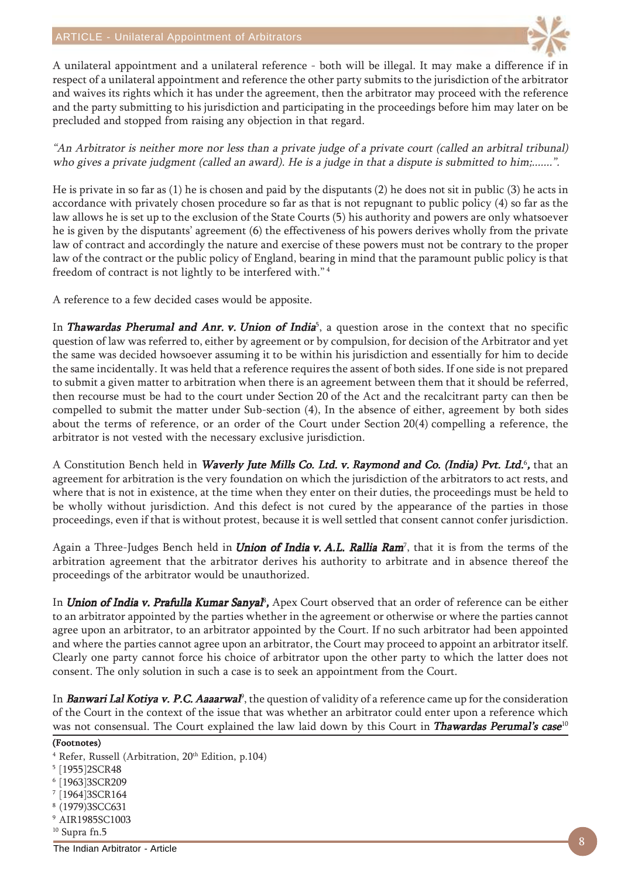A unilateral appointment and a unilateral reference - both will be illegal. It may make a difference if in respect of a unilateral appointment and reference the other party submits to the jurisdiction of the arbitrator and waives its rights which it has under the agreement, then the arbitrator may proceed with the reference and the party submitting to his jurisdiction and participating in the proceedings before him may later on be precluded and stopped from raising any objection in that regard.

*"An Arbitrator is neither more nor less than a private judge of a private court (called an arbitral tribunal) who gives a private judgment (called an award). He is a judge in that a dispute is submitted to him;.......".*

He is private in so far as (1) he is chosen and paid by the disputants (2) he does not sit in public (3) he acts in accordance with privately chosen procedure so far as that is not repugnant to public policy (4) so far as the law allows he is set up to the exclusion of the State Courts (5) his authority and powers are only whatsoever he is given by the disputants' agreement (6) the effectiveness of his powers derives wholly from the private law of contract and accordingly the nature and exercise of these powers must not be contrary to the proper law of the contract or the public policy of England, bearing in mind that the paramount public policy is that freedom of contract is not lightly to be interfered with." [4]

A reference to a few decided cases would be apposite.

In ***Thawardas Pherumal and Anr. v. Union of India***[5], a question arose in the context that no specific question of law was referred to, either by agreement or by compulsion, for decision of the Arbitrator and yet the same was decided howsoever assuming it to be within his jurisdiction and essentially for him to decide the same incidentally. It was held that a reference requires the assent of both sides. If one side is not prepared to submit a given matter to arbitration when there is an agreement between them that it should be referred, then recourse must be had to the court under Section 20 of the Act and the recalcitrant party can then be compelled to submit the matter under Sub-section (4), In the absence of either, agreement by both sides about the terms of reference, or an order of the Court under Section 20(4) compelling a reference, the arbitrator is not vested with the necessary exclusive jurisdiction.

A Constitution Bench held in ***Waverly Jute Mills Co. Ltd. v. Raymond and Co. (India) Pvt. Ltd.***[6]**,** that an agreement for arbitration is the very foundation on which the jurisdiction of the arbitrators to act rests, and where that is not in existence, at the time when they enter on their duties, the proceedings must be held to be wholly without jurisdiction. And this defect is not cured by the appearance of the parties in those proceedings, even if that is without protest, because it is well settled that consent cannot confer jurisdiction.

Again a Three-Judges Bench held in ***Union of India v. A.L. Rallia Ram***[7], that it is from the terms of the arbitration agreement that the arbitrator derives his authority to arbitrate and in absence thereof the proceedings of the arbitrator would be unauthorized.

In ***Union of India v. Prafulla Kumar Sanyal***[8]**,** Apex Court observed that an order of reference can be either to an arbitrator appointed by the parties whether in the agreement or otherwise or where the parties cannot agree upon an arbitrator, to an arbitrator appointed by the Court. If no such arbitrator had been appointed and where the parties cannot agree upon an arbitrator, the Court may proceed to appoint an arbitrator itself. Clearly one party cannot force his choice of arbitrator upon the other party to which the latter does not consent. The only solution in such a case is to seek an appointment from the Court.

In ***Banwari Lal Kotiya v. P.C. Aaaarwal***[9], the question of validity of a reference came up for the consideration of the Court in the context of the issue that was whether an arbitrator could enter upon a reference which was not consensual. The Court explained the law laid down by this Court in ***Thawardas Perumal's case***[10]

**(Footnotes)**

[4] Refer, Russell (Arbitration, 20th Edition, p.104)

[5] [1955]2SCR48

[6] [1963]3SCR209

[7] [1964]3SCR164

[8] (1979)3SCC631

[9] AIR1985SC1003

[10] Supra fn.5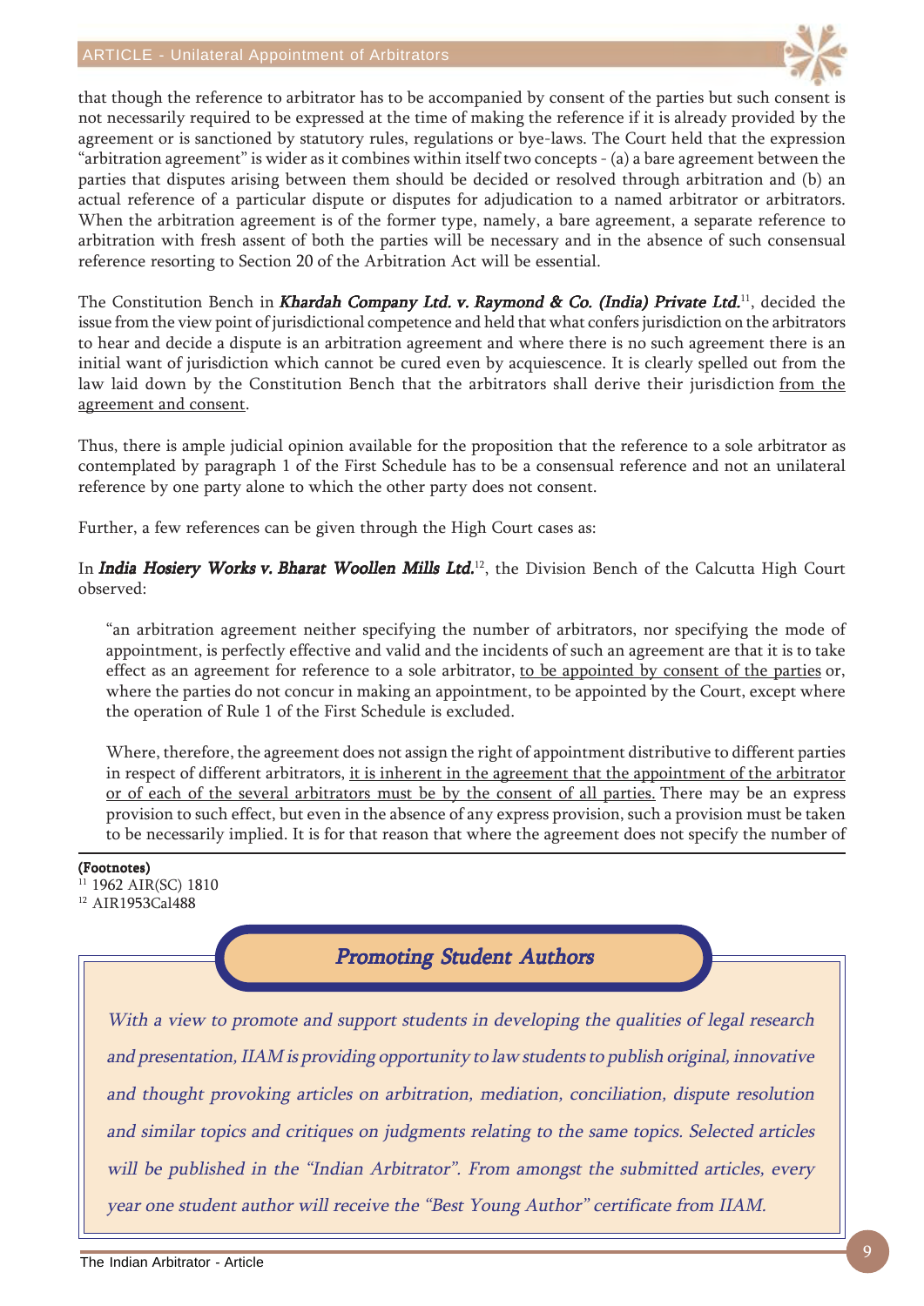that though the reference to arbitrator has to be accompanied by consent of the parties but such consent is not necessarily required to be expressed at the time of making the reference if it is already provided by the agreement or is sanctioned by statutory rules, regulations or bye-laws. The Court held that the expression "arbitration agreement" is wider as it combines within itself two concepts - (a) a bare agreement between the parties that disputes arising between them should be decided or resolved through arbitration and (b) an actual reference of a particular dispute or disputes for adjudication to a named arbitrator or arbitrators. When the arbitration agreement is of the former type, namely, a bare agreement, a separate reference to arbitration with fresh assent of both the parties will be necessary and in the absence of such consensual reference resorting to Section 20 of the Arbitration Act will be essential.

The Constitution Bench in ***Khardah Company Ltd. v. Raymond & Co. (India) Private Ltd.***[11], decided the issue from the view point of jurisdictional competence and held that what confers jurisdiction on the arbitrators to hear and decide a dispute is an arbitration agreement and where there is no such agreement there is an initial want of jurisdiction which cannot be cured even by acquiescence. It is clearly spelled out from the law laid down by the Constitution Bench that the arbitrators shall derive their jurisdiction from the agreement and consent.

Thus, there is ample judicial opinion available for the proposition that the reference to a sole arbitrator as contemplated by paragraph 1 of the First Schedule has to be a consensual reference and not an unilateral reference by one party alone to which the other party does not consent.

Further, a few references can be given through the High Court cases as:

In ***India Hosiery Works v. Bharat Woollen Mills Ltd.***[12], the Division Bench of the Calcutta High Court observed:

> "an arbitration agreement neither specifying the number of arbitrators, nor specifying the mode of appointment, is perfectly effective and valid and the incidents of such an agreement are that it is to take effect as an agreement for reference to a sole arbitrator, to be appointed by consent of the parties or, where the parties do not concur in making an appointment, to be appointed by the Court, except where the operation of Rule 1 of the First Schedule is excluded.
>
> Where, therefore, the agreement does not assign the right of appointment distributive to different parties in respect of different arbitrators, it is inherent in the agreement that the appointment of the arbitrator or of each of the several arbitrators must be by the consent of all parties. There may be an express provision to such effect, but even in the absence of any express provision, such a provision must be taken to be necessarily implied. It is for that reason that where the agreement does not specify the number of

**(Footnotes)**

[11] 1962 AIR(SC) 1810

[12] AIR1953Cal488

## *Promoting Student Authors*

*With a view to promote and support students in developing the qualities of legal research and presentation, IIAM is providing opportunity to law students to publish original, innovative and thought provoking articles on arbitration, mediation, conciliation, dispute resolution and similar topics and critiques on judgments relating to the same topics. Selected articles will be published in the "Indian Arbitrator". From amongst the submitted articles, every year one student author will receive the "Best Young Author" certificate from IIAM.*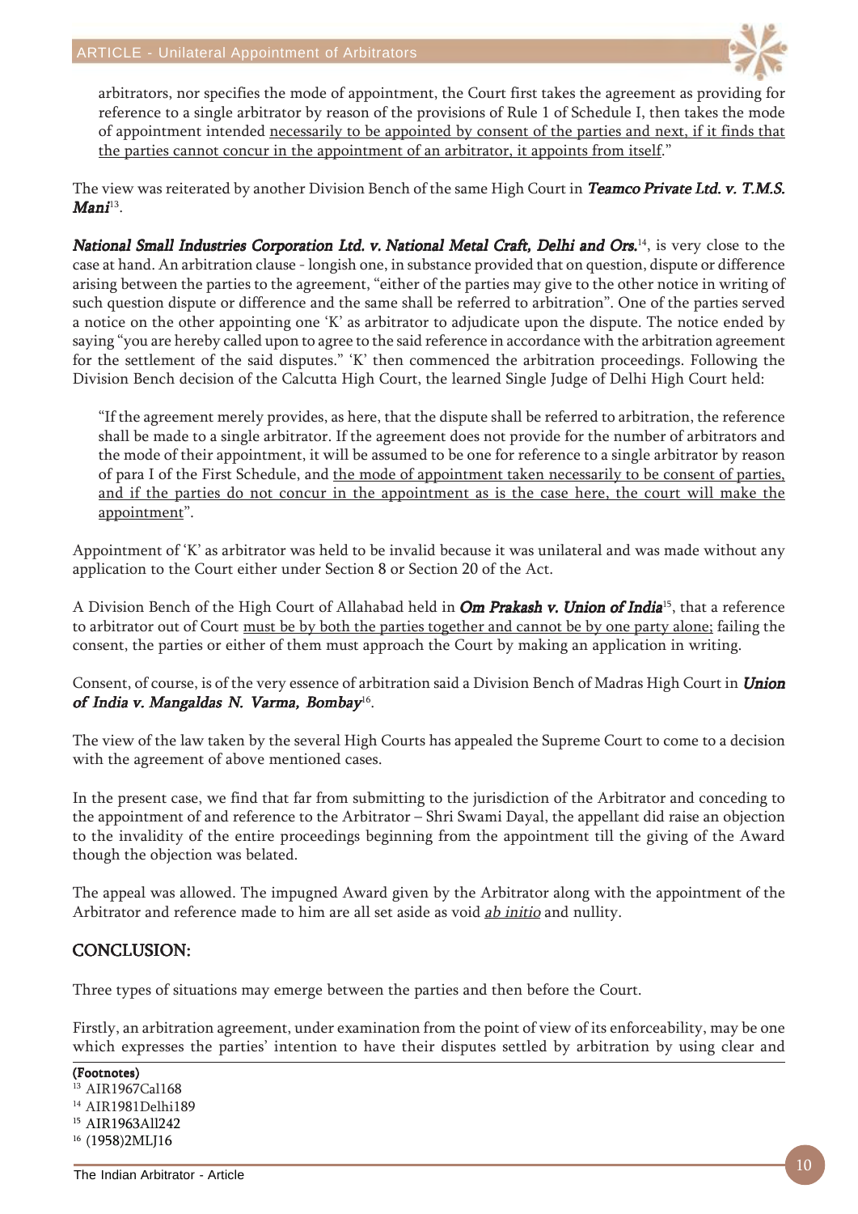> arbitrators, nor specifies the mode of appointment, the Court first takes the agreement as providing for reference to a single arbitrator by reason of the provisions of Rule 1 of Schedule I, then takes the mode of appointment intended <u>necessarily to be appointed by consent of the parties and next, if it finds that the parties cannot concur in the appointment of an arbitrator, it appoints from itself</u>."

The view was reiterated by another Division Bench of the same High Court in ***Teamco Private Ltd. v. T.M.S. Mani***[13].

***National Small Industries Corporation Ltd. v. National Metal Craft, Delhi and Ors.***[14], is very close to the case at hand. An arbitration clause - longish one, in substance provided that on question, dispute or difference arising between the parties to the agreement, "either of the parties may give to the other notice in writing of such question dispute or difference and the same shall be referred to arbitration". One of the parties served a notice on the other appointing one 'K' as arbitrator to adjudicate upon the dispute. The notice ended by saying "you are hereby called upon to agree to the said reference in accordance with the arbitration agreement for the settlement of the said disputes." 'K' then commenced the arbitration proceedings. Following the Division Bench decision of the Calcutta High Court, the learned Single Judge of Delhi High Court held:

> "If the agreement merely provides, as here, that the dispute shall be referred to arbitration, the reference shall be made to a single arbitrator. If the agreement does not provide for the number of arbitrators and the mode of their appointment, it will be assumed to be one for reference to a single arbitrator by reason of para I of the First Schedule, and <u>the mode of appointment taken necessarily to be consent of parties, and if the parties do not concur in the appointment as is the case here, the court will make the appointment</u>".

Appointment of 'K' as arbitrator was held to be invalid because it was unilateral and was made without any application to the Court either under Section 8 or Section 20 of the Act.

A Division Bench of the High Court of Allahabad held in ***Om Prakash v. Union of India***[15], that a reference to arbitrator out of Court <u>must be by both the parties together and cannot be by one party alone;</u> failing the consent, the parties or either of them must approach the Court by making an application in writing.

Consent, of course, is of the very essence of arbitration said a Division Bench of Madras High Court in ***Union of India v. Mangaldas N. Varma, Bombay***[16].

The view of the law taken by the several High Courts has appealed the Supreme Court to come to a decision with the agreement of above mentioned cases.

In the present case, we find that far from submitting to the jurisdiction of the Arbitrator and conceding to the appointment of and reference to the Arbitrator – Shri Swami Dayal, the appellant did raise an objection to the invalidity of the entire proceedings beginning from the appointment till the giving of the Award though the objection was belated.

The appeal was allowed. The impugned Award given by the Arbitrator along with the appointment of the Arbitrator and reference made to him are all set aside as void <u>*ab initio*</u> and nullity.

## CONCLUSION:

Three types of situations may emerge between the parties and then before the Court.

Firstly, an arbitration agreement, under examination from the point of view of its enforceability, may be one which expresses the parties' intention to have their disputes settled by arbitration by using clear and

**(Footnotes)**

[13] AIR1967Cal168

[14] AIR1981Delhi189

[15] AIR1963All242

[16] (1958)2MLJ16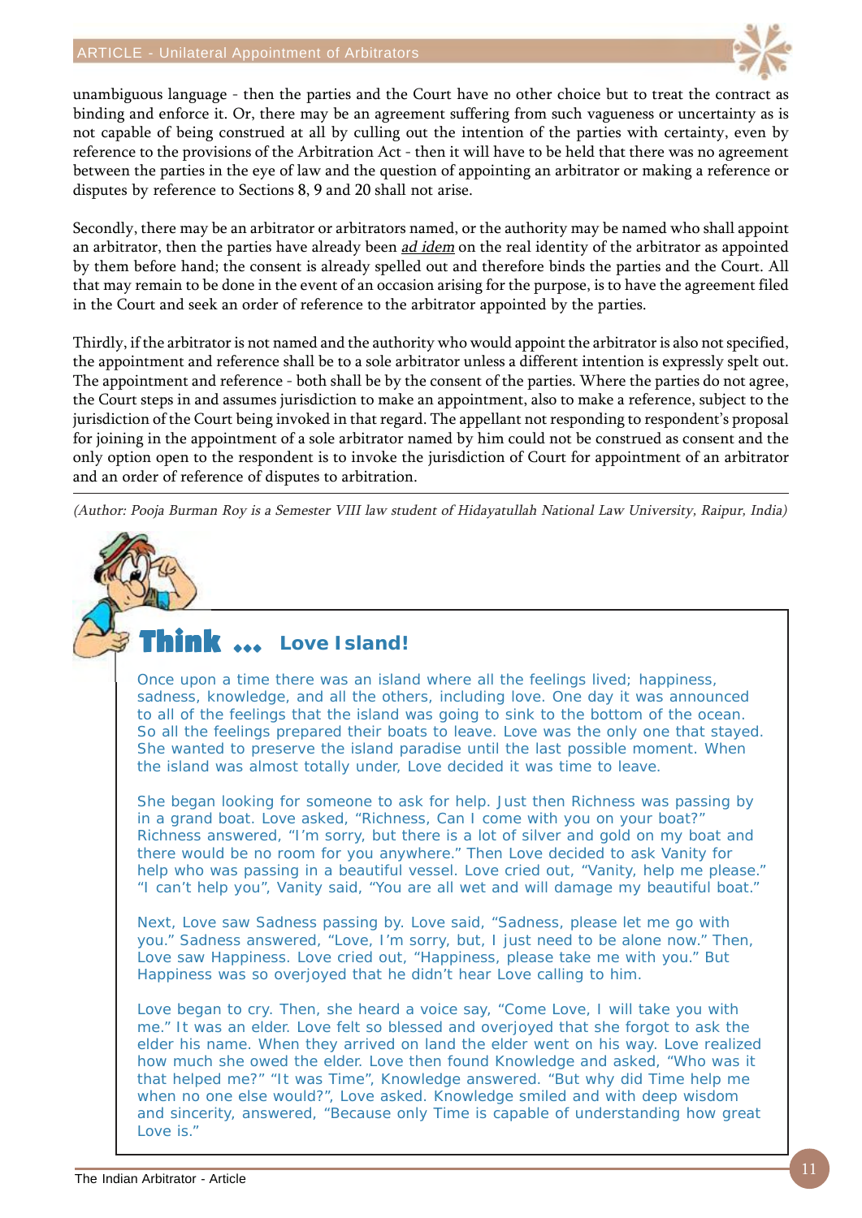unambiguous language - then the parties and the Court have no other choice but to treat the contract as binding and enforce it. Or, there may be an agreement suffering from such vagueness or uncertainty as is not capable of being construed at all by culling out the intention of the parties with certainty, even by reference to the provisions of the Arbitration Act - then it will have to be held that there was no agreement between the parties in the eye of law and the question of appointing an arbitrator or making a reference or disputes by reference to Sections 8, 9 and 20 shall not arise.

Secondly, there may be an arbitrator or arbitrators named, or the authority may be named who shall appoint an arbitrator, then the parties have already been *ad idem* on the real identity of the arbitrator as appointed by them before hand; the consent is already spelled out and therefore binds the parties and the Court. All that may remain to be done in the event of an occasion arising for the purpose, is to have the agreement filed in the Court and seek an order of reference to the arbitrator appointed by the parties.

Thirdly, if the arbitrator is not named and the authority who would appoint the arbitrator is also not specified, the appointment and reference shall be to a sole arbitrator unless a different intention is expressly spelt out. The appointment and reference - both shall be by the consent of the parties. Where the parties do not agree, the Court steps in and assumes jurisdiction to make an appointment, also to make a reference, subject to the jurisdiction of the Court being invoked in that regard. The appellant not responding to respondent's proposal for joining in the appointment of a sole arbitrator named by him could not be construed as consent and the only option open to the respondent is to invoke the jurisdiction of Court for appointment of an arbitrator and an order of reference of disputes to arbitration.

---

*(Author: Pooja Burman Roy is a Semester VIII law student of Hidayatullah National Law University, Raipur, India)*

## Think ... Love Island!

Once upon a time there was an island where all the feelings lived; happiness, sadness, knowledge, and all the others, including love. One day it was announced to all of the feelings that the island was going to sink to the bottom of the ocean. So all the feelings prepared their boats to leave. Love was the only one that stayed. She wanted to preserve the island paradise until the last possible moment. When the island was almost totally under, Love decided it was time to leave.

She began looking for someone to ask for help. Just then Richness was passing by in a grand boat. Love asked, "Richness, Can I come with you on your boat?" Richness answered, "I'm sorry, but there is a lot of silver and gold on my boat and there would be no room for you anywhere." Then Love decided to ask Vanity for help who was passing in a beautiful vessel. Love cried out, "Vanity, help me please." "I can't help you", Vanity said, "You are all wet and will damage my beautiful boat."

Next, Love saw Sadness passing by. Love said, "Sadness, please let me go with you." Sadness answered, "Love, I'm sorry, but, I just need to be alone now." Then, Love saw Happiness. Love cried out, "Happiness, please take me with you." But Happiness was so overjoyed that he didn't hear Love calling to him.

Love began to cry. Then, she heard a voice say, "Come Love, I will take you with me." It was an elder. Love felt so blessed and overjoyed that she forgot to ask the elder his name. When they arrived on land the elder went on his way. Love realized how much she owed the elder. Love then found Knowledge and asked, "Who was it that helped me?" "It was Time", Knowledge answered. "But why did Time help me when no one else would?", Love asked. Knowledge smiled and with deep wisdom and sincerity, answered, "Because only Time is capable of understanding how great Love is."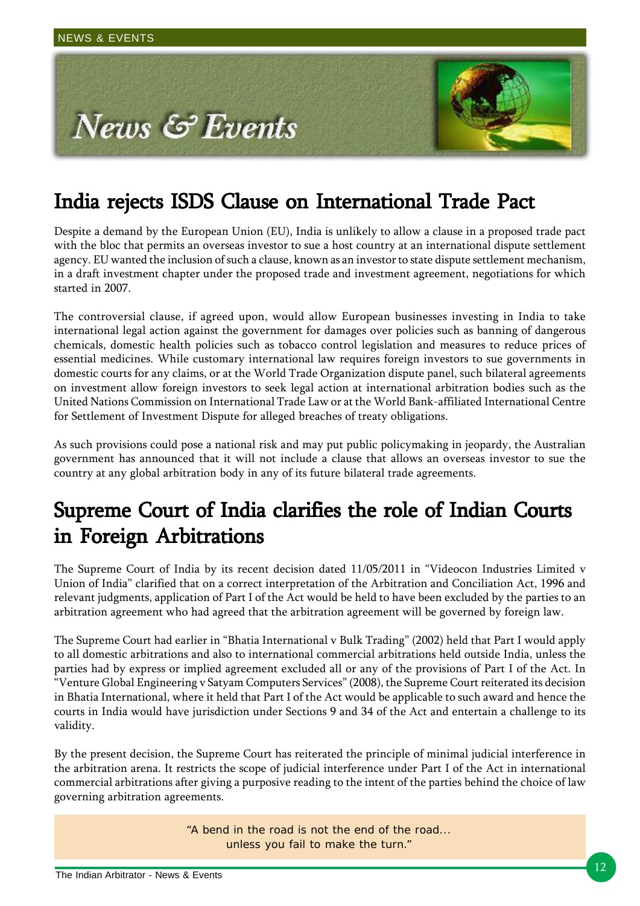# News & Events

## India rejects ISDS Clause on International Trade Pact

Despite a demand by the European Union (EU), India is unlikely to allow a clause in a proposed trade pact with the bloc that permits an overseas investor to sue a host country at an international dispute settlement agency. EU wanted the inclusion of such a clause, known as an investor to state dispute settlement mechanism, in a draft investment chapter under the proposed trade and investment agreement, negotiations for which started in 2007.

The controversial clause, if agreed upon, would allow European businesses investing in India to take international legal action against the government for damages over policies such as banning of dangerous chemicals, domestic health policies such as tobacco control legislation and measures to reduce prices of essential medicines. While customary international law requires foreign investors to sue governments in domestic courts for any claims, or at the World Trade Organization dispute panel, such bilateral agreements on investment allow foreign investors to seek legal action at international arbitration bodies such as the United Nations Commission on International Trade Law or at the World Bank-affiliated International Centre for Settlement of Investment Dispute for alleged breaches of treaty obligations.

As such provisions could pose a national risk and may put public policymaking in jeopardy, the Australian government has announced that it will not include a clause that allows an overseas investor to sue the country at any global arbitration body in any of its future bilateral trade agreements.

## Supreme Court of India clarifies the role of Indian Courts in Foreign Arbitrations

The Supreme Court of India by its recent decision dated 11/05/2011 in "Videocon Industries Limited v Union of India" clarified that on a correct interpretation of the Arbitration and Conciliation Act, 1996 and relevant judgments, application of Part I of the Act would be held to have been excluded by the parties to an arbitration agreement who had agreed that the arbitration agreement will be governed by foreign law.

The Supreme Court had earlier in "Bhatia International v Bulk Trading" (2002) held that Part I would apply to all domestic arbitrations and also to international commercial arbitrations held outside India, unless the parties had by express or implied agreement excluded all or any of the provisions of Part I of the Act. In "Venture Global Engineering v Satyam Computers Services" (2008), the Supreme Court reiterated its decision in Bhatia International, where it held that Part I of the Act would be applicable to such award and hence the courts in India would have jurisdiction under Sections 9 and 34 of the Act and entertain a challenge to its validity.

By the present decision, the Supreme Court has reiterated the principle of minimal judicial interference in the arbitration arena. It restricts the scope of judicial interference under Part I of the Act in international commercial arbitrations after giving a purposive reading to the intent of the parties behind the choice of law governing arbitration agreements.

"A bend in the road is not the end of the road...
unless you fail to make the turn."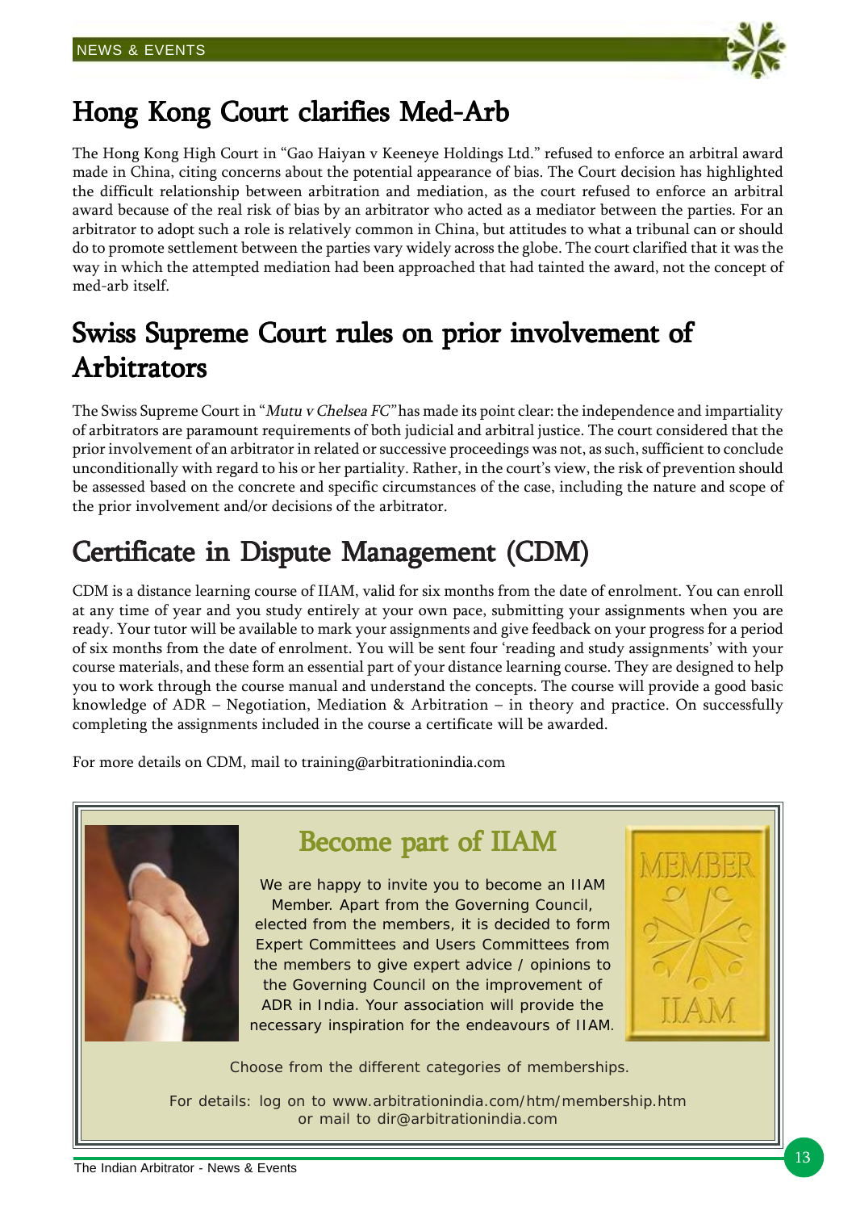## Hong Kong Court clarifies Med-Arb

The Hong Kong High Court in "Gao Haiyan v Keeneye Holdings Ltd." refused to enforce an arbitral award made in China, citing concerns about the potential appearance of bias. The Court decision has highlighted the difficult relationship between arbitration and mediation, as the court refused to enforce an arbitral award because of the real risk of bias by an arbitrator who acted as a mediator between the parties. For an arbitrator to adopt such a role is relatively common in China, but attitudes to what a tribunal can or should do to promote settlement between the parties vary widely across the globe. The court clarified that it was the way in which the attempted mediation had been approached that had tainted the award, not the concept of med-arb itself.

## Swiss Supreme Court rules on prior involvement of Arbitrators

The Swiss Supreme Court in "*Mutu v Chelsea FC*" has made its point clear: the independence and impartiality of arbitrators are paramount requirements of both judicial and arbitral justice. The court considered that the prior involvement of an arbitrator in related or successive proceedings was not, as such, sufficient to conclude unconditionally with regard to his or her partiality. Rather, in the court's view, the risk of prevention should be assessed based on the concrete and specific circumstances of the case, including the nature and scope of the prior involvement and/or decisions of the arbitrator.

## Certificate in Dispute Management (CDM)

CDM is a distance learning course of IIAM, valid for six months from the date of enrolment. You can enroll at any time of year and you study entirely at your own pace, submitting your assignments when you are ready. Your tutor will be available to mark your assignments and give feedback on your progress for a period of six months from the date of enrolment. You will be sent four 'reading and study assignments' with your course materials, and these form an essential part of your distance learning course. They are designed to help you to work through the course manual and understand the concepts. The course will provide a good basic knowledge of ADR – Negotiation, Mediation & Arbitration – in theory and practice. On successfully completing the assignments included in the course a certificate will be awarded.

For more details on CDM, mail to training@arbitrationindia.com

## Become part of IIAM

We are happy to invite you to become an IIAM Member. Apart from the Governing Council, elected from the members, it is decided to form Expert Committees and Users Committees from the members to give expert advice / opinions to the Governing Council on the improvement of ADR in India. Your association will provide the necessary inspiration for the endeavours of IIAM.

Choose from the different categories of memberships.

For details: log on to www.arbitrationindia.com/htm/membership.htm or mail to dir@arbitrationindia.com